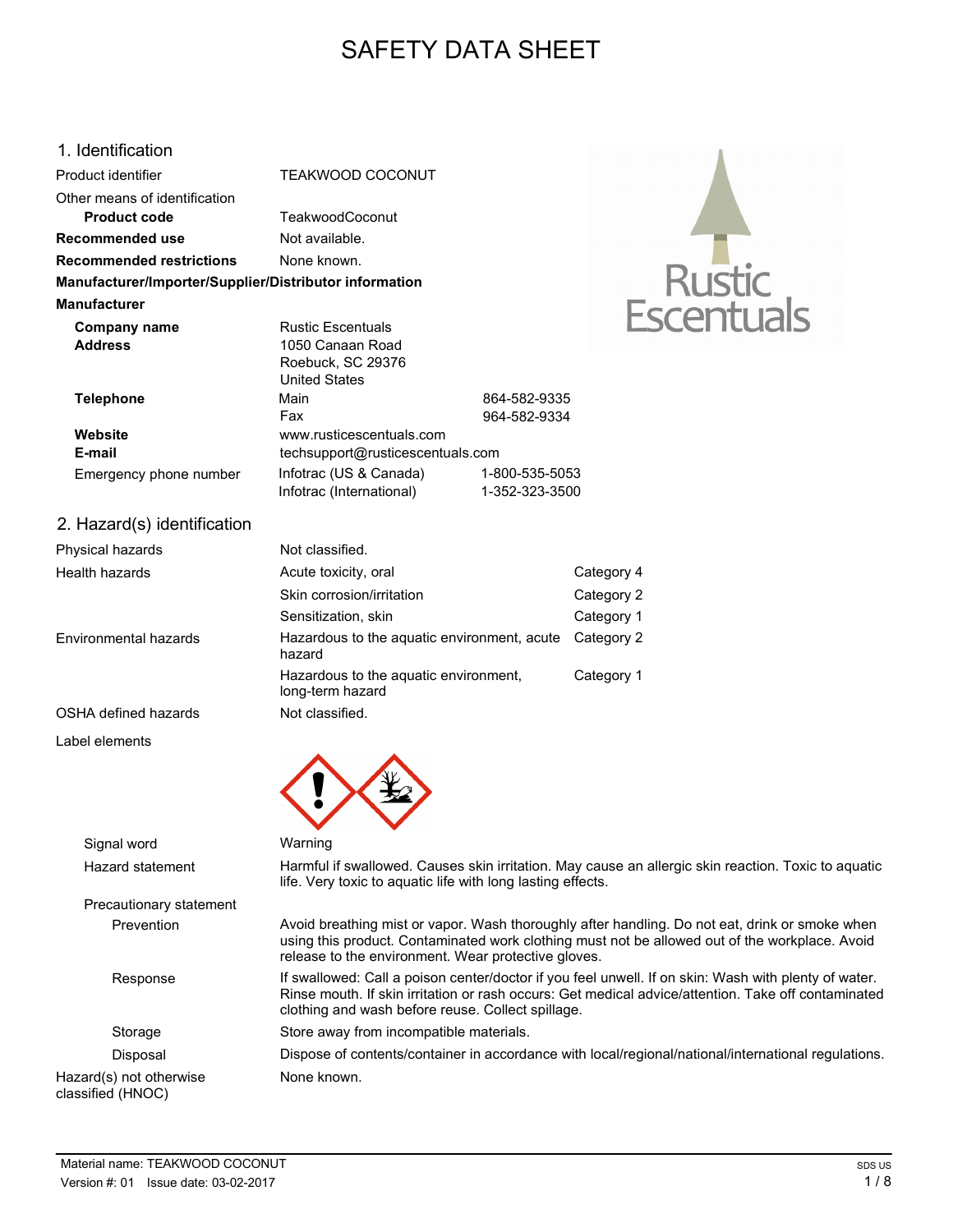# SAFETY DATA SHEET

## 1. Identification

| | | |
|---|---|---|
| Product identifier | TEAKWOOD COCONUT | |
| Other means of identification | | |
| **Product code** | TeakwoodCoconut | |
| **Recommended use** | Not available. | |
| **Recommended restrictions** | None known. | |

**Manufacturer/Importer/Supplier/Distributor information**

**Manufacturer**

| | | |
|---|---|---|
| **Company name** | Rustic Escentuals | |
| **Address** | 1050 Canaan Road<br>Roebuck, SC 29376<br>United States | |
| **Telephone** | Main | 864-582-9335 |
| | Fax | 964-582-9334 |
| **Website** | www.rusticescentuals.com | |
| **E-mail** | techsupport@rusticescentuals.com | |
| Emergency phone number | Infotrac (US & Canada) | 1-800-535-5053 |
| | Infotrac (International) | 1-352-323-3500 |

## 2. Hazard(s) identification

| | | |
|---|---|---|
| Physical hazards | Not classified. | |
| Health hazards | Acute toxicity, oral | Category 4 |
| | Skin corrosion/irritation | Category 2 |
| | Sensitization, skin | Category 1 |
| Environmental hazards | Hazardous to the aquatic environment, acute hazard | Category 2 |
| | Hazardous to the aquatic environment, long-term hazard | Category 1 |
| OSHA defined hazards | Not classified. | |

Label elements

| | |
|---|---|
| Signal word | Warning |
| Hazard statement | Harmful if swallowed. Causes skin irritation. May cause an allergic skin reaction. Toxic to aquatic life. Very toxic to aquatic life with long lasting effects. |
| Precautionary statement | |
| Prevention | Avoid breathing mist or vapor. Wash thoroughly after handling. Do not eat, drink or smoke when using this product. Contaminated work clothing must not be allowed out of the workplace. Avoid release to the environment. Wear protective gloves. |
| Response | If swallowed: Call a poison center/doctor if you feel unwell. If on skin: Wash with plenty of water. Rinse mouth. If skin irritation or rash occurs: Get medical advice/attention. Take off contaminated clothing and wash before reuse. Collect spillage. |
| Storage | Store away from incompatible materials. |
| Disposal | Dispose of contents/container in accordance with local/regional/national/international regulations. |
| Hazard(s) not otherwise classified (HNOC) | None known. |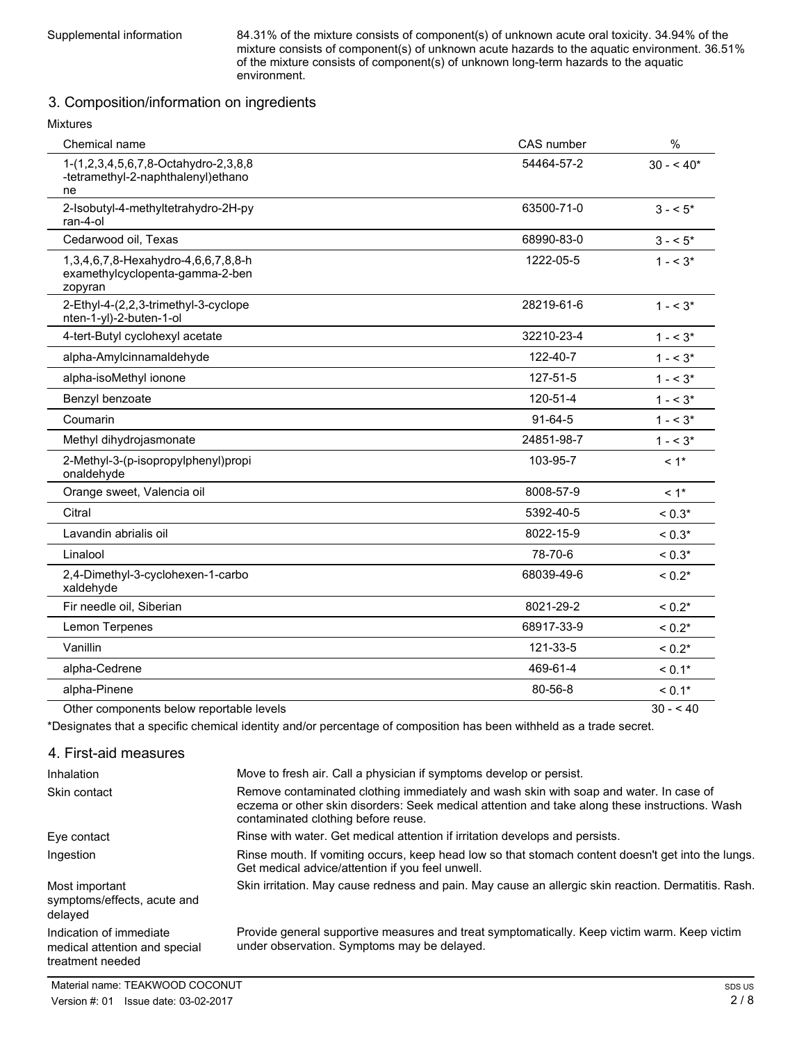| Supplemental information | 84.31% of the mixture consists of component(s) of unknown acute oral toxicity. 34.94% of the mixture consists of component(s) of unknown acute hazards to the aquatic environment. 36.51% of the mixture consists of component(s) of unknown long-term hazards to the aquatic environment. |
|---|---|

## 3. Composition/information on ingredients

Mixtures

| Chemical name | CAS number | % |
|---|---|---|
| 1-(1,2,3,4,5,6,7,8-Octahydro-2,3,8,8-tetramethyl-2-naphthalenyl)ethanone | 54464-57-2 | 30 - < 40* |
| 2-Isobutyl-4-methyltetrahydro-2H-pyran-4-ol | 63500-71-0 | 3 - < 5* |
| Cedarwood oil, Texas | 68990-83-0 | 3 - < 5* |
| 1,3,4,6,7,8-Hexahydro-4,6,6,7,8,8-hexamethylcyclopenta-gamma-2-benzopyran | 1222-05-5 | 1 - < 3* |
| 2-Ethyl-4-(2,2,3-trimethyl-3-cyclopenten-1-yl)-2-buten-1-ol | 28219-61-6 | 1 - < 3* |
| 4-tert-Butyl cyclohexyl acetate | 32210-23-4 | 1 - < 3* |
| alpha-Amylcinnamaldehyde | 122-40-7 | 1 - < 3* |
| alpha-isoMethyl ionone | 127-51-5 | 1 - < 3* |
| Benzyl benzoate | 120-51-4 | 1 - < 3* |
| Coumarin | 91-64-5 | 1 - < 3* |
| Methyl dihydrojasmonate | 24851-98-7 | 1 - < 3* |
| 2-Methyl-3-(p-isopropylphenyl)propionaldehyde | 103-95-7 | < 1* |
| Orange sweet, Valencia oil | 8008-57-9 | < 1* |
| Citral | 5392-40-5 | < 0.3* |
| Lavandin abrialis oil | 8022-15-9 | < 0.3* |
| Linalool | 78-70-6 | < 0.3* |
| 2,4-Dimethyl-3-cyclohexen-1-carboxaldehyde | 68039-49-6 | < 0.2* |
| Fir needle oil, Siberian | 8021-29-2 | < 0.2* |
| Lemon Terpenes | 68917-33-9 | < 0.2* |
| Vanillin | 121-33-5 | < 0.2* |
| alpha-Cedrene | 469-61-4 | < 0.1* |
| alpha-Pinene | 80-56-8 | < 0.1* |
| Other components below reportable levels | | 30 - < 40 |

*Designates that a specific chemical identity and/or percentage of composition has been withheld as a trade secret.

## 4. First-aid measures

| | |
|---|---|
| Inhalation | Move to fresh air. Call a physician if symptoms develop or persist. |
| Skin contact | Remove contaminated clothing immediately and wash skin with soap and water. In case of eczema or other skin disorders: Seek medical attention and take along these instructions. Wash contaminated clothing before reuse. |
| Eye contact | Rinse with water. Get medical attention if irritation develops and persists. |
| Ingestion | Rinse mouth. If vomiting occurs, keep head low so that stomach content doesn't get into the lungs. Get medical advice/attention if you feel unwell. |
| Most important symptoms/effects, acute and delayed | Skin irritation. May cause redness and pain. May cause an allergic skin reaction. Dermatitis. Rash. |
| Indication of immediate medical attention and special treatment needed | Provide general supportive measures and treat symptomatically. Keep victim warm. Keep victim under observation. Symptoms may be delayed. |

Material name: TEAKWOOD COCONUT

Version #: 01 Issue date: 03-02-2017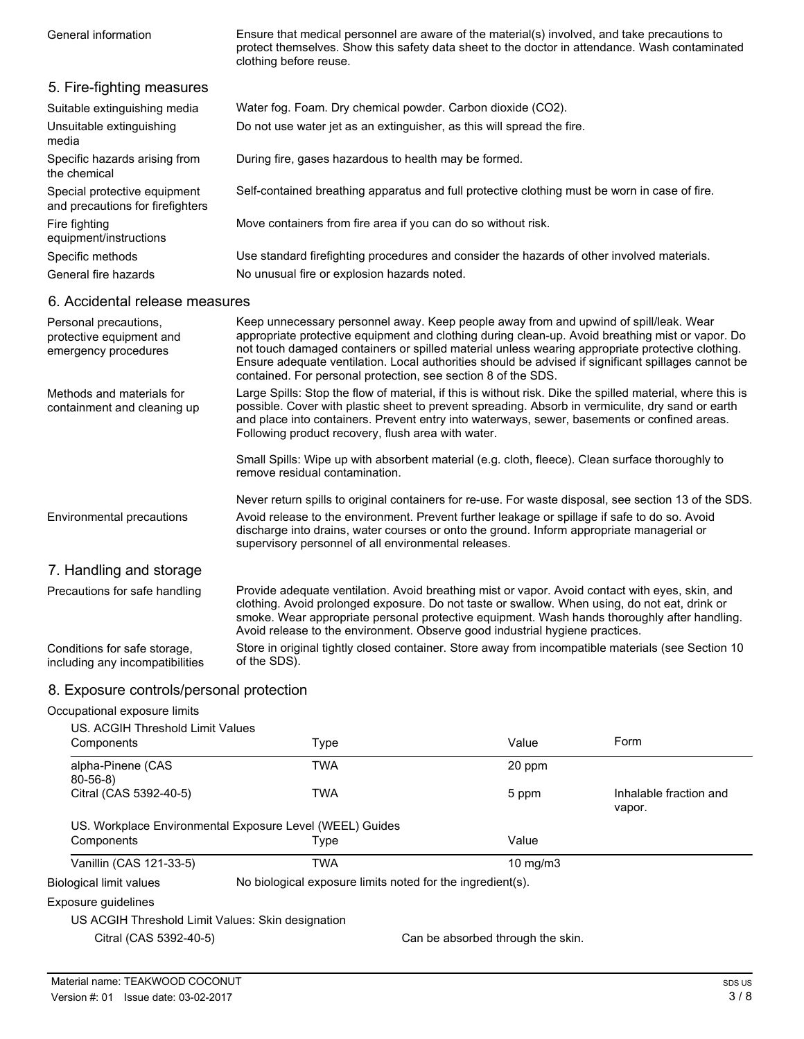| | |
|---|---|
| General information | Ensure that medical personnel are aware of the material(s) involved, and take precautions to protect themselves. Show this safety data sheet to the doctor in attendance. Wash contaminated clothing before reuse. |

## 5. Fire-fighting measures

| | |
|---|---|
| Suitable extinguishing media | Water fog. Foam. Dry chemical powder. Carbon dioxide ($CO_2$). |
| Unsuitable extinguishing media | Do not use water jet as an extinguisher, as this will spread the fire. |
| Specific hazards arising from the chemical | During fire, gases hazardous to health may be formed. |
| Special protective equipment and precautions for firefighters | Self-contained breathing apparatus and full protective clothing must be worn in case of fire. |
| Fire fighting equipment/instructions | Move containers from fire area if you can do so without risk. |
| Specific methods | Use standard firefighting procedures and consider the hazards of other involved materials. |
| General fire hazards | No unusual fire or explosion hazards noted. |

## 6. Accidental release measures

| | |
|---|---|
| Personal precautions, protective equipment and emergency procedures | Keep unnecessary personnel away. Keep people away from and upwind of spill/leak. Wear appropriate protective equipment and clothing during clean-up. Avoid breathing mist or vapor. Do not touch damaged containers or spilled material unless wearing appropriate protective clothing. Ensure adequate ventilation. Local authorities should be advised if significant spillages cannot be contained. For personal protection, see section 8 of the SDS. |
| Methods and materials for containment and cleaning up | Large Spills: Stop the flow of material, if this is without risk. Dike the spilled material, where this is possible. Cover with plastic sheet to prevent spreading. Absorb in vermiculite, dry sand or earth and place into containers. Prevent entry into waterways, sewer, basements or confined areas. Following product recovery, flush area with water.<br><br>Small Spills: Wipe up with absorbent material (e.g. cloth, fleece). Clean surface thoroughly to remove residual contamination.<br><br>Never return spills to original containers for re-use. For waste disposal, see section 13 of the SDS. |
| Environmental precautions | Avoid release to the environment. Prevent further leakage or spillage if safe to do so. Avoid discharge into drains, water courses or onto the ground. Inform appropriate managerial or supervisory personnel of all environmental releases. |

## 7. Handling and storage

| | |
|---|---|
| Precautions for safe handling | Provide adequate ventilation. Avoid breathing mist or vapor. Avoid contact with eyes, skin, and clothing. Avoid prolonged exposure. Do not taste or swallow. When using, do not eat, drink or smoke. Wear appropriate personal protective equipment. Wash hands thoroughly after handling. Avoid release to the environment. Observe good industrial hygiene practices. |
| Conditions for safe storage, including any incompatibilities | Store in original tightly closed container. Store away from incompatible materials (see Section 10 of the SDS). |

## 8. Exposure controls/personal protection

Occupational exposure limits

US. ACGIH Threshold Limit Values

| Components | Type | Value | Form |
|---|---|---|---|
| alpha-Pinene (CAS 80-56-8) | TWA | 20 ppm | |
| Citral (CAS 5392-40-5) | TWA | 5 ppm | Inhalable fraction and vapor. |

US. Workplace Environmental Exposure Level (WEEL) Guides

| Components | Type | Value |
|---|---|---|
| Vanillin (CAS 121-33-5) | TWA | 10 mg/m3 |

| | |
|---|---|
| Biological limit values | No biological exposure limits noted for the ingredient(s). |

Exposure guidelines

US ACGIH Threshold Limit Values: Skin designation

| | |
|---|---|
| Citral (CAS 5392-40-5) | Can be absorbed through the skin. |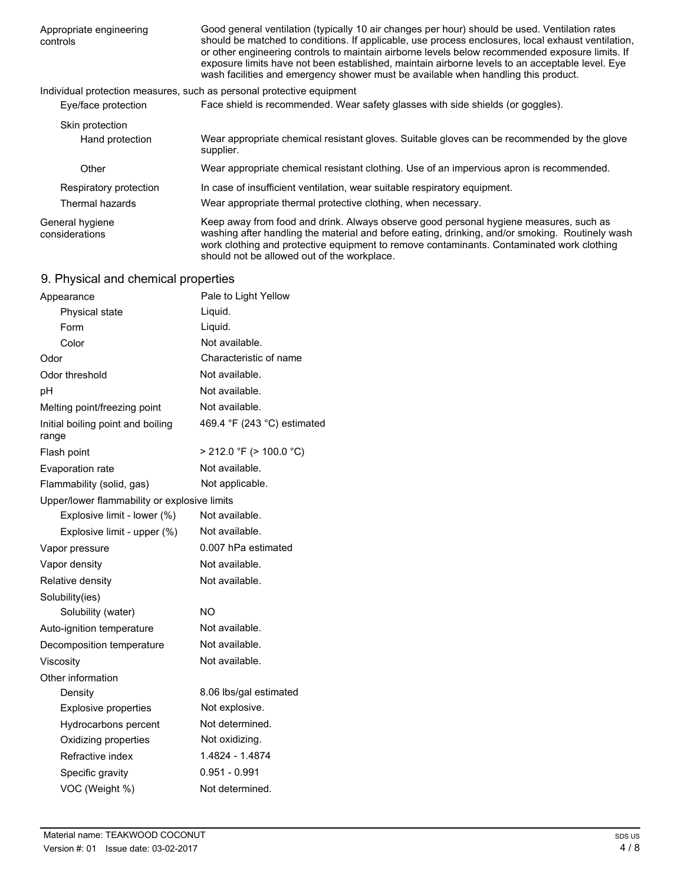| | |
|---|---|
| Appropriate engineering controls | Good general ventilation (typically 10 air changes per hour) should be used. Ventilation rates should be matched to conditions. If applicable, use process enclosures, local exhaust ventilation, or other engineering controls to maintain airborne levels below recommended exposure limits. If exposure limits have not been established, maintain airborne levels to an acceptable level. Eye wash facilities and emergency shower must be available when handling this product. |

**Individual protection measures, such as personal protective equipment**

| | |
|---|---|
| Eye/face protection | Face shield is recommended. Wear safety glasses with side shields (or goggles). |
| Skin protection | |
| Hand protection | Wear appropriate chemical resistant gloves. Suitable gloves can be recommended by the glove supplier. |
| Other | Wear appropriate chemical resistant clothing. Use of an impervious apron is recommended. |
| Respiratory protection | In case of insufficient ventilation, wear suitable respiratory equipment. |
| Thermal hazards | Wear appropriate thermal protective clothing, when necessary. |
| General hygiene considerations | Keep away from food and drink. Always observe good personal hygiene measures, such as washing after handling the material and before eating, drinking, and/or smoking. Routinely wash work clothing and protective equipment to remove contaminants. Contaminated work clothing should not be allowed out of the workplace. |

## 9. Physical and chemical properties

| | |
|---|---|
| Appearance | Pale to Light Yellow |
| Physical state | Liquid. |
| Form | Liquid. |
| Color | Not available. |
| Odor | Characteristic of name |
| Odor threshold | Not available. |
| pH | Not available. |
| Melting point/freezing point | Not available. |
| Initial boiling point and boiling range | 469.4 °F (243 °C) estimated |
| Flash point | > 212.0 °F (> 100.0 °C) |
| Evaporation rate | Not available. |
| Flammability (solid, gas) | Not applicable. |
| Upper/lower flammability or explosive limits | |
| Explosive limit - lower (%) | Not available. |
| Explosive limit - upper (%) | Not available. |
| Vapor pressure | 0.007 hPa estimated |
| Vapor density | Not available. |
| Relative density | Not available. |
| Solubility(ies) | |
| Solubility (water) | NO |
| Auto-ignition temperature | Not available. |
| Decomposition temperature | Not available. |
| Viscosity | Not available. |
| Other information | |
| Density | 8.06 lbs/gal estimated |
| Explosive properties | Not explosive. |
| Hydrocarbons percent | Not determined. |
| Oxidizing properties | Not oxidizing. |
| Refractive index | 1.4824 - 1.4874 |
| Specific gravity | 0.951 - 0.991 |
| VOC (Weight %) | Not determined. |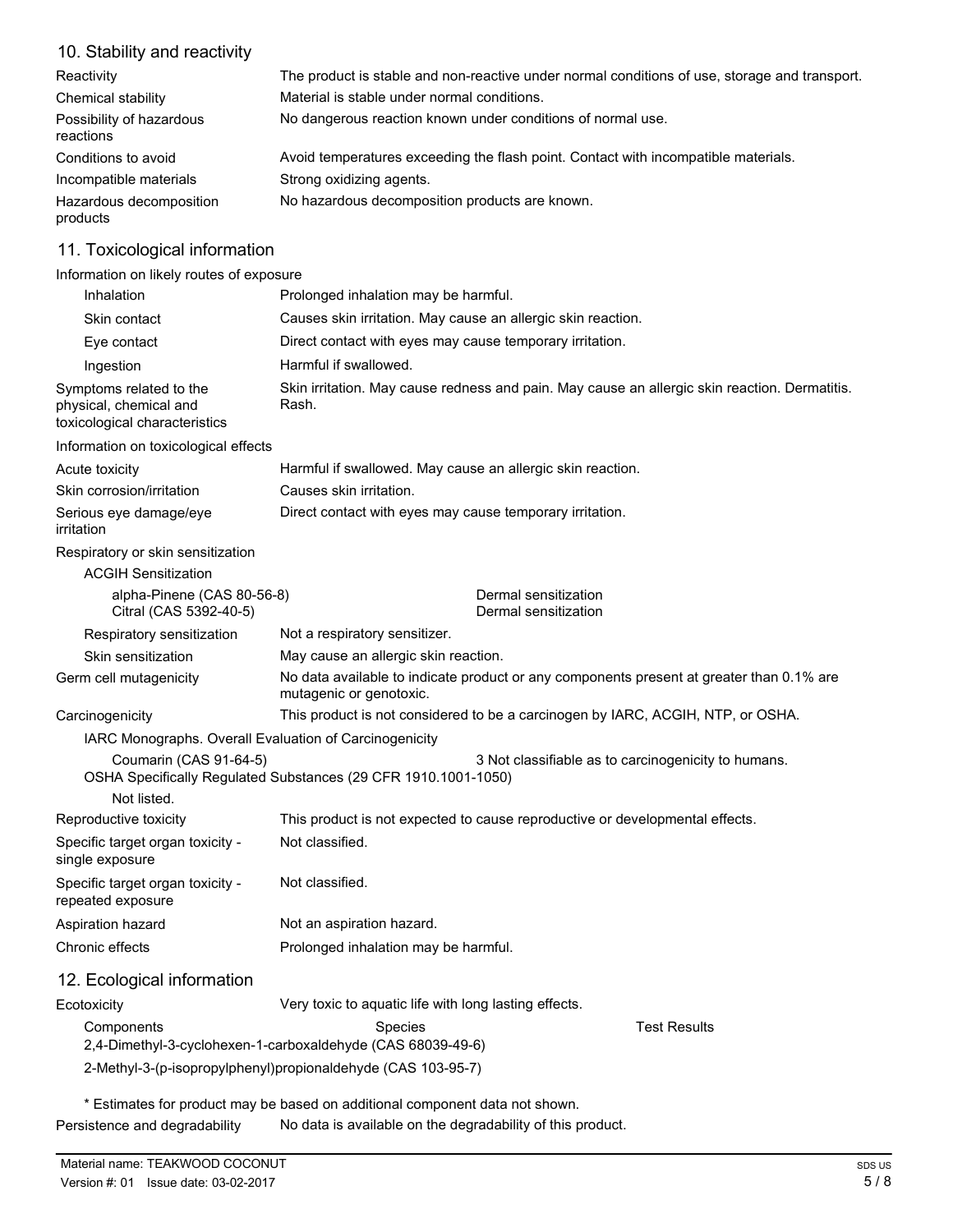## 10. Stability and reactivity

| | |
|---|---|
| Reactivity | The product is stable and non-reactive under normal conditions of use, storage and transport. |
| Chemical stability | Material is stable under normal conditions. |
| Possibility of hazardous reactions | No dangerous reaction known under conditions of normal use. |
| Conditions to avoid | Avoid temperatures exceeding the flash point. Contact with incompatible materials. |
| Incompatible materials | Strong oxidizing agents. |
| Hazardous decomposition products | No hazardous decomposition products are known. |

## 11. Toxicological information

**Information on likely routes of exposure**

| | |
|---|---|
| Inhalation | Prolonged inhalation may be harmful. |
| Skin contact | Causes skin irritation. May cause an allergic skin reaction. |
| Eye contact | Direct contact with eyes may cause temporary irritation. |
| Ingestion | Harmful if swallowed. |
| Symptoms related to the physical, chemical and toxicological characteristics | Skin irritation. May cause redness and pain. May cause an allergic skin reaction. Dermatitis. Rash. |

**Information on toxicological effects**

| | |
|---|---|
| Acute toxicity | Harmful if swallowed. May cause an allergic skin reaction. |
| Skin corrosion/irritation | Causes skin irritation. |
| Serious eye damage/eye irritation | Direct contact with eyes may cause temporary irritation. |

**Respiratory or skin sensitization**

ACGIH Sensitization

| | |
|---|---|
| alpha-Pinene (CAS 80-56-8) | Dermal sensitization |
| Citral (CAS 5392-40-5) | Dermal sensitization |

| | |
|---|---|
| Respiratory sensitization | Not a respiratory sensitizer. |
| Skin sensitization | May cause an allergic skin reaction. |
| Germ cell mutagenicity | No data available to indicate product or any components present at greater than 0.1% are mutagenic or genotoxic. |
| Carcinogenicity | This product is not considered to be a carcinogen by IARC, ACGIH, NTP, or OSHA. |

IARC Monographs. Overall Evaluation of Carcinogenicity

| | |
|---|---|
| Coumarin (CAS 91-64-5) | 3 Not classifiable as to carcinogenicity to humans. |

OSHA Specifically Regulated Substances (29 CFR 1910.1001-1050)

Not listed.

| | |
|---|---|
| Reproductive toxicity | This product is not expected to cause reproductive or developmental effects. |
| Specific target organ toxicity - single exposure | Not classified. |
| Specific target organ toxicity - repeated exposure | Not classified. |
| Aspiration hazard | Not an aspiration hazard. |
| Chronic effects | Prolonged inhalation may be harmful. |

## 12. Ecological information

Ecotoxicity: Very toxic to aquatic life with long lasting effects.

| Components | Species | Test Results |
|---|---|---|
| 2,4-Dimethyl-3-cyclohexen-1-carboxaldehyde (CAS 68039-49-6) | | |
| 2-Methyl-3-(p-isopropylphenyl)propionaldehyde (CAS 103-95-7) | | |

\* Estimates for product may be based on additional component data not shown.

Persistence and degradability: No data is available on the degradability of this product.

Material name: TEAKWOOD COCONUT

Version #: 01 Issue date: 03-02-2017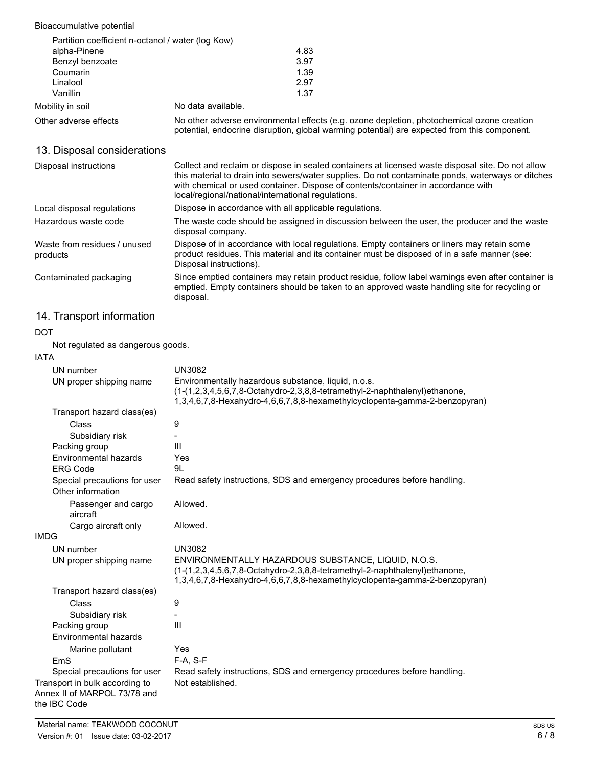Bioaccumulative potential

Partition coefficient n-octanol / water (log Kow)

| | |
|---|---|
| alpha-Pinene | 4.83 |
| Benzyl benzoate | 3.97 |
| Coumarin | 1.39 |
| Linalool | 2.97 |
| Vanillin | 1.37 |

| | |
|---|---|
| Mobility in soil | No data available. |
| Other adverse effects | No other adverse environmental effects (e.g. ozone depletion, photochemical ozone creation potential, endocrine disruption, global warming potential) are expected from this component. |

## 13. Disposal considerations

| | |
|---|---|
| Disposal instructions | Collect and reclaim or dispose in sealed containers at licensed waste disposal site. Do not allow this material to drain into sewers/water supplies. Do not contaminate ponds, waterways or ditches with chemical or used container. Dispose of contents/container in accordance with local/regional/national/international regulations. |
| Local disposal regulations | Dispose in accordance with all applicable regulations. |
| Hazardous waste code | The waste code should be assigned in discussion between the user, the producer and the waste disposal company. |
| Waste from residues / unused products | Dispose of in accordance with local regulations. Empty containers or liners may retain some product residues. This material and its container must be disposed of in a safe manner (see: Disposal instructions). |
| Contaminated packaging | Since emptied containers may retain product residue, follow label warnings even after container is emptied. Empty containers should be taken to an approved waste handling site for recycling or disposal. |

## 14. Transport information

**DOT**

Not regulated as dangerous goods.

**IATA**

| | |
|---|---|
| UN number | UN3082 |
| UN proper shipping name | Environmentally hazardous substance, liquid, n.o.s. (1-(1,2,3,4,5,6,7,8-Octahydro-2,3,8,8-tetramethyl-2-naphthalenyl)ethanone, 1,3,4,6,7,8-Hexahydro-4,6,6,7,8,8-hexamethylcyclopenta-gamma-2-benzopyran) |
| Transport hazard class(es) | |
| Class | 9 |
| Subsidiary risk | - |
| Packing group | III |
| Environmental hazards | Yes |
| ERG Code | 9L |
| Special precautions for user | Read safety instructions, SDS and emergency procedures before handling. |
| Other information | |
| Passenger and cargo aircraft | Allowed. |
| Cargo aircraft only | Allowed. |

**IMDG**

| | |
|---|---|
| UN number | UN3082 |
| UN proper shipping name | ENVIRONMENTALLY HAZARDOUS SUBSTANCE, LIQUID, N.O.S. (1-(1,2,3,4,5,6,7,8-Octahydro-2,3,8,8-tetramethyl-2-naphthalenyl)ethanone, 1,3,4,6,7,8-Hexahydro-4,6,6,7,8,8-hexamethylcyclopenta-gamma-2-benzopyran) |
| Transport hazard class(es) | |
| Class | 9 |
| Subsidiary risk | - |
| Packing group | III |
| Environmental hazards | |
| Marine pollutant | Yes |
| EmS | F-A, S-F |
| Special precautions for user | Read safety instructions, SDS and emergency procedures before handling. |
| Transport in bulk according to Annex II of MARPOL 73/78 and the IBC Code | Not established. |

Material name: TEAKWOOD COCONUT
Version #: 01 Issue date: 03-02-2017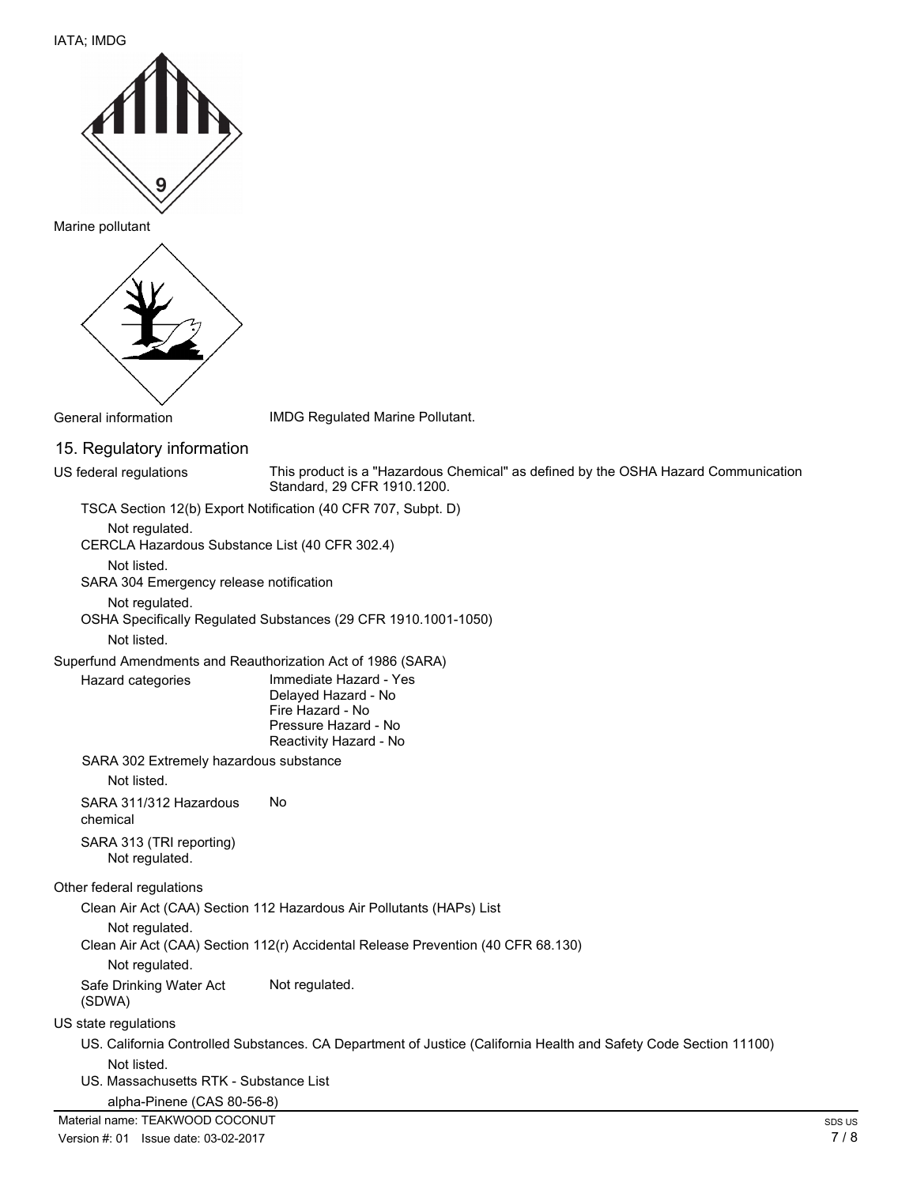IATA; IMDG

Marine pollutant

General information IMDG Regulated Marine Pollutant.

## 15. Regulatory information

US federal regulations This product is a "Hazardous Chemical" as defined by the OSHA Hazard Communication Standard, 29 CFR 1910.1200.

TSCA Section 12(b) Export Notification (40 CFR 707, Subpt. D)

Not regulated.

CERCLA Hazardous Substance List (40 CFR 302.4)

Not listed.

SARA 304 Emergency release notification

Not regulated.

OSHA Specifically Regulated Substances (29 CFR 1910.1001-1050)

Not listed.

Superfund Amendments and Reauthorization Act of 1986 (SARA)

Hazard categories

Immediate Hazard - Yes
Delayed Hazard - No
Fire Hazard - No
Pressure Hazard - No
Reactivity Hazard - No

SARA 302 Extremely hazardous substance

Not listed.

SARA 311/312 Hazardous chemical No

SARA 313 (TRI reporting)

Not regulated.

Other federal regulations

Clean Air Act (CAA) Section 112 Hazardous Air Pollutants (HAPs) List

Not regulated.

Clean Air Act (CAA) Section 112(r) Accidental Release Prevention (40 CFR 68.130)

Not regulated.

Safe Drinking Water Act (SDWA) Not regulated.

US state regulations

US. California Controlled Substances. CA Department of Justice (California Health and Safety Code Section 11100)

Not listed.

US. Massachusetts RTK - Substance List

alpha-Pinene (CAS 80-56-8)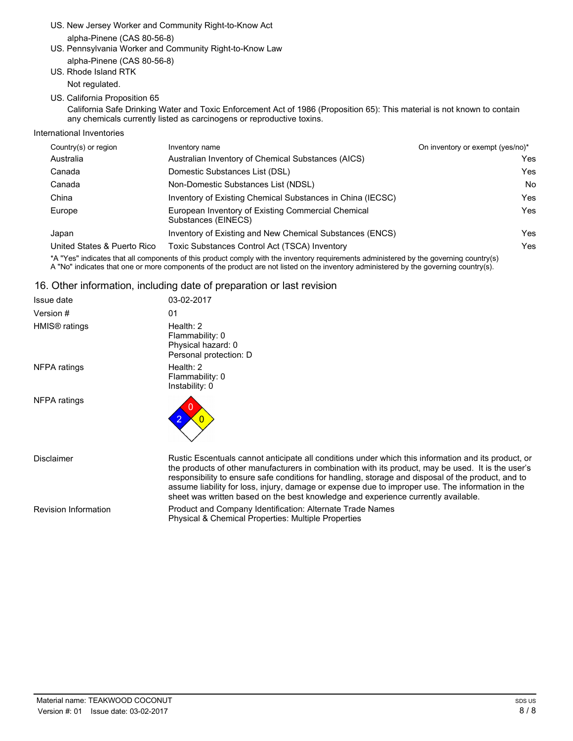US. New Jersey Worker and Community Right-to-Know Act

alpha-Pinene (CAS 80-56-8)

US. Pennsylvania Worker and Community Right-to-Know Law

alpha-Pinene (CAS 80-56-8)

US. Rhode Island RTK

Not regulated.

US. California Proposition 65

California Safe Drinking Water and Toxic Enforcement Act of 1986 (Proposition 65): This material is not known to contain any chemicals currently listed as carcinogens or reproductive toxins.

International Inventories

| Country(s) or region | Inventory name | On inventory or exempt (yes/no)* |
|---|---|---|
| Australia | Australian Inventory of Chemical Substances (AICS) | Yes |
| Canada | Domestic Substances List (DSL) | Yes |
| Canada | Non-Domestic Substances List (NDSL) | No |
| China | Inventory of Existing Chemical Substances in China (IECSC) | Yes |
| Europe | European Inventory of Existing Commercial Chemical Substances (EINECS) | Yes |
| Japan | Inventory of Existing and New Chemical Substances (ENCS) | Yes |
| United States & Puerto Rico | Toxic Substances Control Act (TSCA) Inventory | Yes |

*A "Yes" indicates that all components of this product comply with the inventory requirements administered by the governing country(s)
A "No" indicates that one or more components of the product are not listed on the inventory administered by the governing country(s).

## 16. Other information, including date of preparation or last revision

| | |
|---|---|
| Issue date | 03-02-2017 |
| Version # | 01 |
| HMIS® ratings | Health: 2<br>Flammability: 0<br>Physical hazard: 0<br>Personal protection: D |
| NFPA ratings | Health: 2<br>Flammability: 0<br>Instability: 0 |
| NFPA ratings | 0<br>2 0 |
| Disclaimer | Rustic Escentuals cannot anticipate all conditions under which this information and its product, or the products of other manufacturers in combination with its product, may be used. It is the user's responsibility to ensure safe conditions for handling, storage and disposal of the product, and to assume liability for loss, injury, damage or expense due to improper use. The information in the sheet was written based on the best knowledge and experience currently available. |
| Revision Information | Product and Company Identification: Alternate Trade Names<br>Physical & Chemical Properties: Multiple Properties |